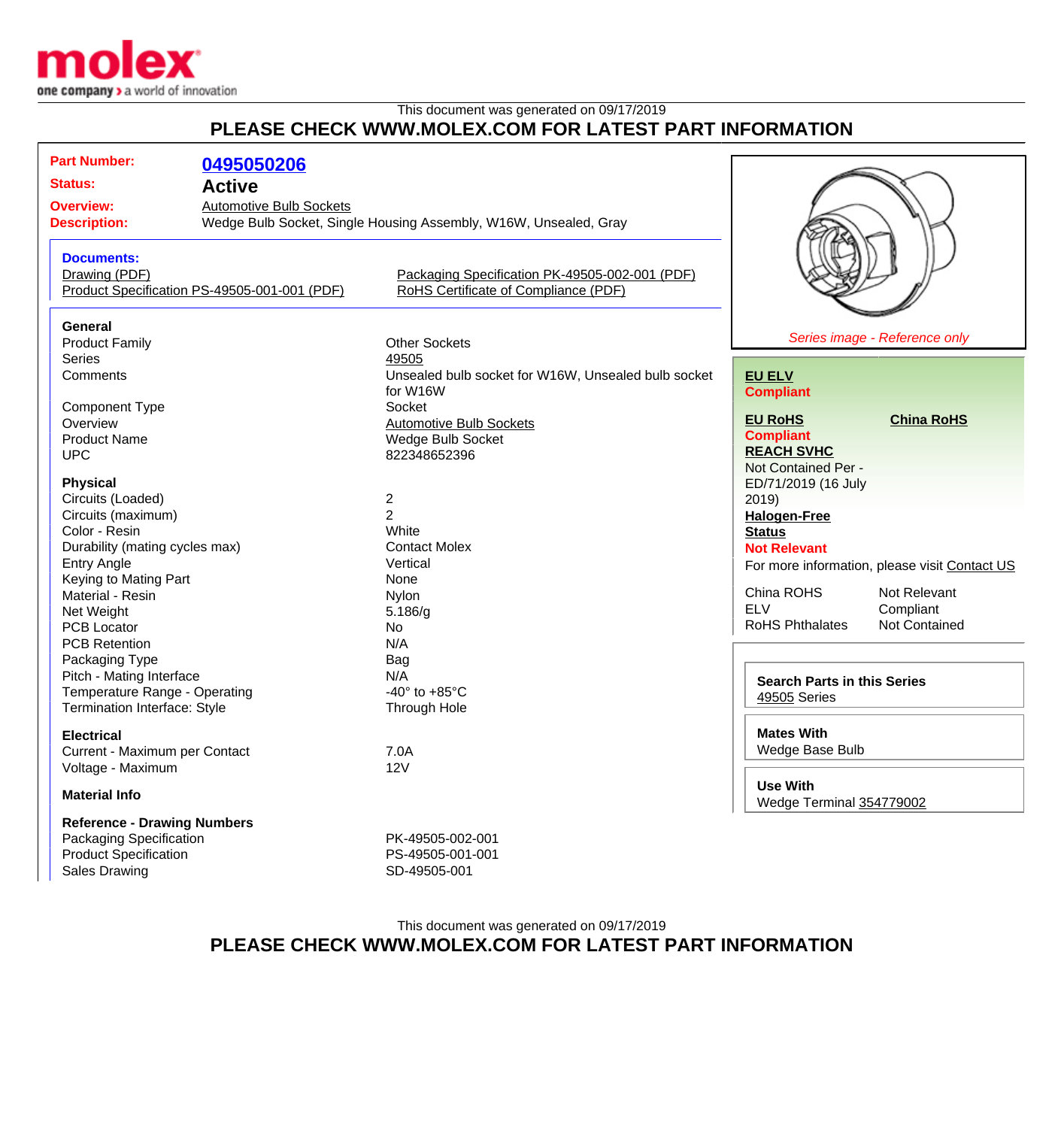This document was generated on 09/17/2019

# PLEASE CHECK WWW.MOLEX.COM FOR LATEST PART INFORMATION

**Part Number:** 0495050206

**Status:** Active

**Overview:** Automotive Bulb Sockets

**Description:** Wedge Bulb Socket, Single Housing Assembly, W16W, Unsealed, Gray

**Documents:**

- Drawing (PDF)
- Product Specification PS-49505-001-001 (PDF)
- Packaging Specification PK-49505-002-001 (PDF)
- RoHS Certificate of Compliance (PDF)

### General

| | |
|---|---|
| Product Family | Other Sockets |
| Series | 49505 |
| Comments | Unsealed bulb socket for W16W, Unsealed bulb socket for W16W |
| Component Type | Socket |
| Overview | Automotive Bulb Sockets |
| Product Name | Wedge Bulb Socket |
| UPC | 822348652396 |

### Physical

| | |
|---|---|
| Circuits (Loaded) | 2 |
| Circuits (maximum) | 2 |
| Color - Resin | White |
| Durability (mating cycles max) | Contact Molex |
| Entry Angle | Vertical |
| Keying to Mating Part | None |
| Material - Resin | Nylon |
| Net Weight | 5.186/g |
| PCB Locator | No |
| PCB Retention | N/A |
| Packaging Type | Bag |
| Pitch - Mating Interface | N/A |
| Temperature Range - Operating | -40° to +85°C |
| Termination Interface: Style | Through Hole |

### Electrical

| | |
|---|---|
| Current - Maximum per Contact | 7.0A |
| Voltage - Maximum | 12V |

### Material Info

### Reference - Drawing Numbers

| | |
|---|---|
| Packaging Specification | PK-49505-002-001 |
| Product Specification | PS-49505-001-001 |
| Sales Drawing | SD-49505-001 |

*Series image - Reference only*

**EU ELV**
**Compliant**

**EU RoHS**
**Compliant**

**China RoHS**

**REACH SVHC**
Not Contained Per - ED/71/2019 (16 July 2019)

**Halogen-Free Status**
**Not Relevant**

For more information, please visit Contact US

| | |
|---|---|
| China ROHS | Not Relevant |
| ELV | Compliant |
| RoHS Phthalates | Not Contained |

**Search Parts in this Series**
49505 Series

**Mates With**
Wedge Base Bulb

**Use With**
Wedge Terminal 354779002

This document was generated on 09/17/2019

# PLEASE CHECK WWW.MOLEX.COM FOR LATEST PART INFORMATION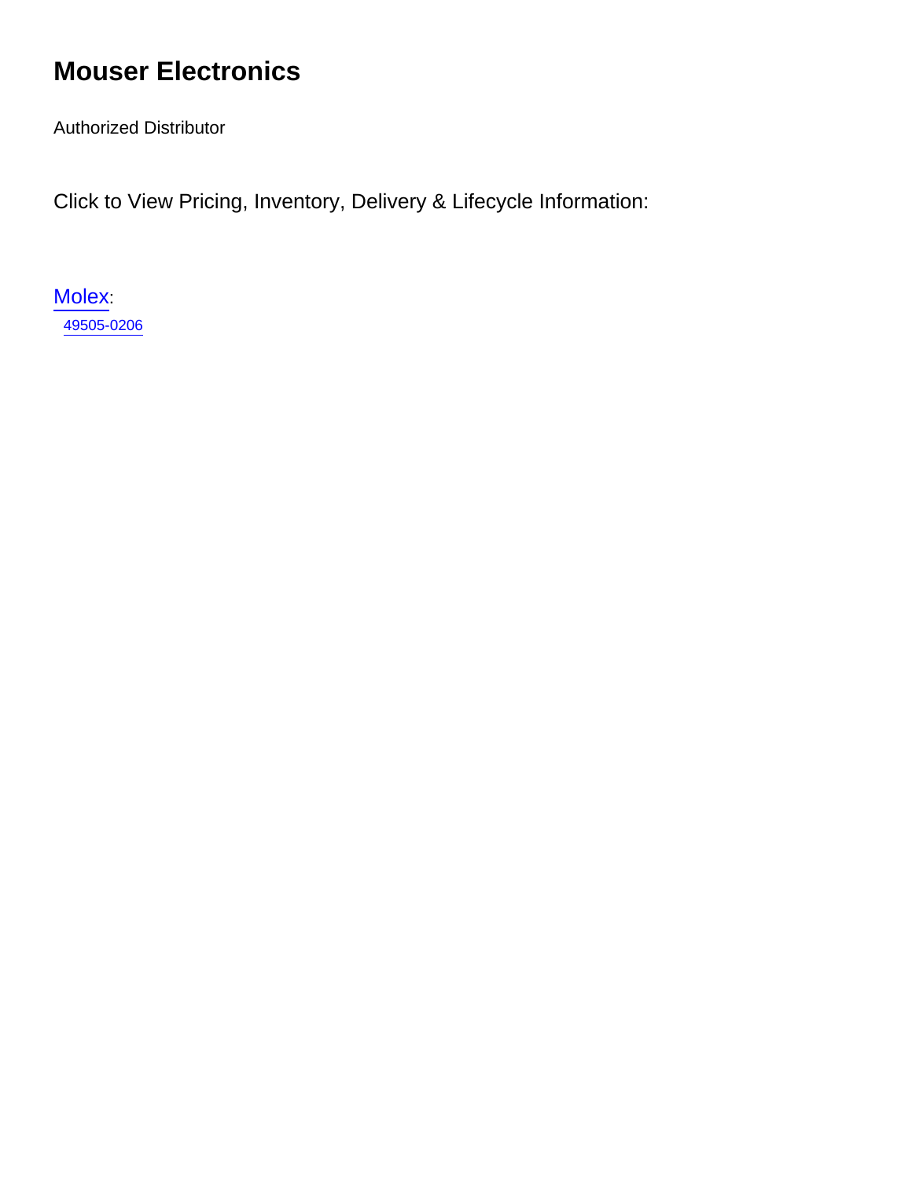# Mouser Electronics

Authorized Distributor

Click to View Pricing, Inventory, Delivery & Lifecycle Information:

Molex:

49505-0206